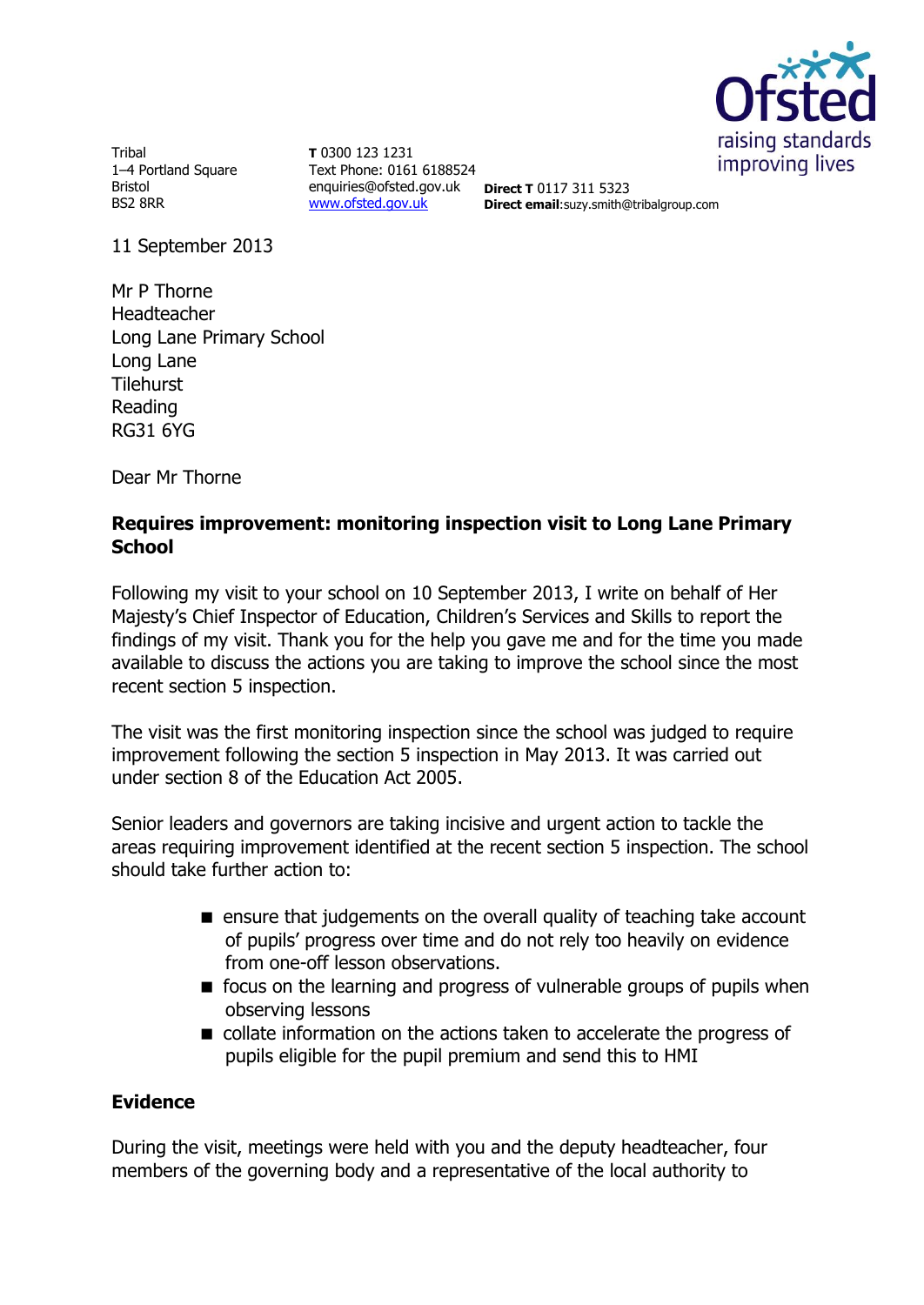Tribal
1–4 Portland Square
Bristol
BS2 8RR

**T** 0300 123 1231
Text Phone: 0161 6188524
enquiries@ofsted.gov.uk
www.ofsted.gov.uk

**Direct T** 0117 311 5323
**Direct email**:suzy.smith@tribalgroup.com

11 September 2013

Mr P Thorne
Headteacher
Long Lane Primary School
Long Lane
Tilehurst
Reading
RG31 6YG

Dear Mr Thorne

**Requires improvement: monitoring inspection visit to Long Lane Primary School**

Following my visit to your school on 10 September 2013, I write on behalf of Her Majesty's Chief Inspector of Education, Children's Services and Skills to report the findings of my visit. Thank you for the help you gave me and for the time you made available to discuss the actions you are taking to improve the school since the most recent section 5 inspection.

The visit was the first monitoring inspection since the school was judged to require improvement following the section 5 inspection in May 2013. It was carried out under section 8 of the Education Act 2005.

Senior leaders and governors are taking incisive and urgent action to tackle the areas requiring improvement identified at the recent section 5 inspection. The school should take further action to:

- ensure that judgements on the overall quality of teaching take account of pupils' progress over time and do not rely too heavily on evidence from one-off lesson observations.
- focus on the learning and progress of vulnerable groups of pupils when observing lessons
- collate information on the actions taken to accelerate the progress of pupils eligible for the pupil premium and send this to HMI

## Evidence

During the visit, meetings were held with you and the deputy headteacher, four members of the governing body and a representative of the local authority to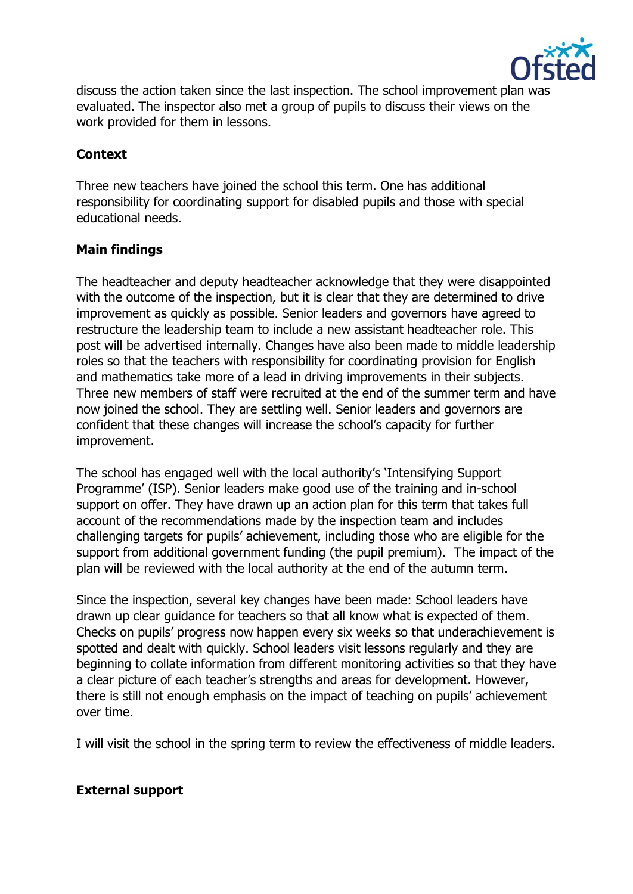discuss the action taken since the last inspection. The school improvement plan was evaluated. The inspector also met a group of pupils to discuss their views on the work provided for them in lessons.

## Context

Three new teachers have joined the school this term. One has additional responsibility for coordinating support for disabled pupils and those with special educational needs.

## Main findings

The headteacher and deputy headteacher acknowledge that they were disappointed with the outcome of the inspection, but it is clear that they are determined to drive improvement as quickly as possible. Senior leaders and governors have agreed to restructure the leadership team to include a new assistant headteacher role. This post will be advertised internally. Changes have also been made to middle leadership roles so that the teachers with responsibility for coordinating provision for English and mathematics take more of a lead in driving improvements in their subjects. Three new members of staff were recruited at the end of the summer term and have now joined the school. They are settling well. Senior leaders and governors are confident that these changes will increase the school's capacity for further improvement.

The school has engaged well with the local authority's 'Intensifying Support Programme' (ISP). Senior leaders make good use of the training and in-school support on offer. They have drawn up an action plan for this term that takes full account of the recommendations made by the inspection team and includes challenging targets for pupils' achievement, including those who are eligible for the support from additional government funding (the pupil premium). The impact of the plan will be reviewed with the local authority at the end of the autumn term.

Since the inspection, several key changes have been made: School leaders have drawn up clear guidance for teachers so that all know what is expected of them. Checks on pupils' progress now happen every six weeks so that underachievement is spotted and dealt with quickly. School leaders visit lessons regularly and they are beginning to collate information from different monitoring activities so that they have a clear picture of each teacher's strengths and areas for development. However, there is still not enough emphasis on the impact of teaching on pupils' achievement over time.

I will visit the school in the spring term to review the effectiveness of middle leaders.

## External support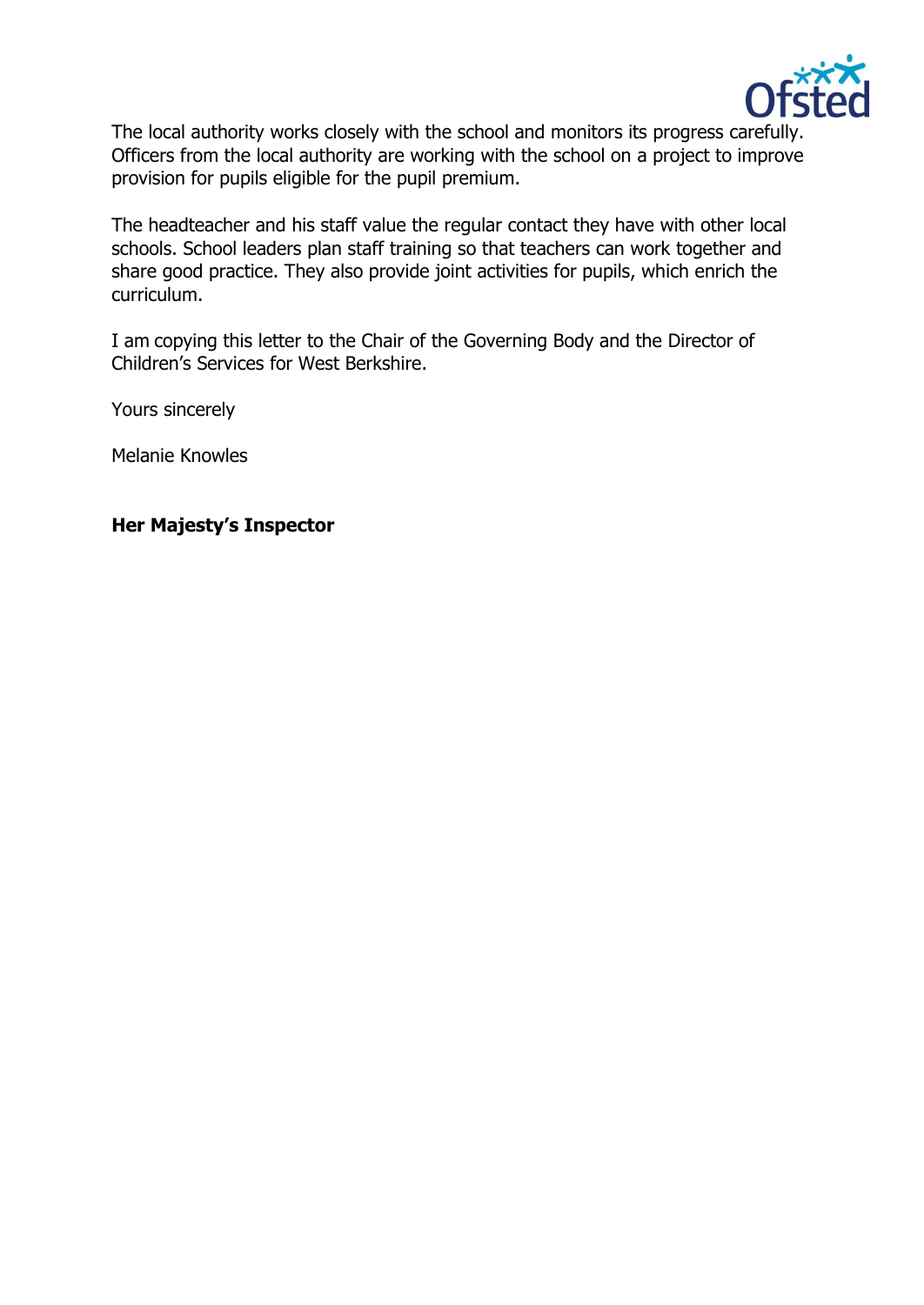The local authority works closely with the school and monitors its progress carefully. Officers from the local authority are working with the school on a project to improve provision for pupils eligible for the pupil premium.

The headteacher and his staff value the regular contact they have with other local schools. School leaders plan staff training so that teachers can work together and share good practice. They also provide joint activities for pupils, which enrich the curriculum.

I am copying this letter to the Chair of the Governing Body and the Director of Children's Services for West Berkshire.

Yours sincerely

Melanie Knowles

**Her Majesty's Inspector**